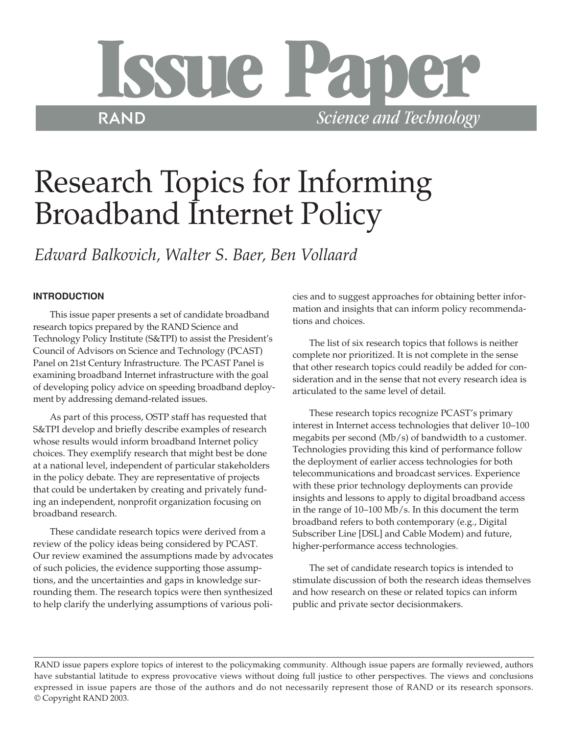# Issue Paper

RAND *Science and Technology*

# Research Topics for Informing Broadband Internet Policy

*Edward Balkovich, Walter S. Baer, Ben Vollaard*

## INTRODUCTION

This issue paper presents a set of candidate broadband research topics prepared by the RAND Science and Technology Policy Institute (S&TPI) to assist the President's Council of Advisors on Science and Technology (PCAST) Panel on 21st Century Infrastructure. The PCAST Panel is examining broadband Internet infrastructure with the goal of developing policy advice on speeding broadband deployment by addressing demand-related issues.

As part of this process, OSTP staff has requested that S&TPI develop and briefly describe examples of research whose results would inform broadband Internet policy choices. They exemplify research that might best be done at a national level, independent of particular stakeholders in the policy debate. They are representative of projects that could be undertaken by creating and privately funding an independent, nonprofit organization focusing on broadband research.

These candidate research topics were derived from a review of the policy ideas being considered by PCAST. Our review examined the assumptions made by advocates of such policies, the evidence supporting those assumptions, and the uncertainties and gaps in knowledge surrounding them. The research topics were then synthesized to help clarify the underlying assumptions of various policies and to suggest approaches for obtaining better information and insights that can inform policy recommendations and choices.

The list of six research topics that follows is neither complete nor prioritized. It is not complete in the sense that other research topics could readily be added for consideration and in the sense that not every research idea is articulated to the same level of detail.

These research topics recognize PCAST's primary interest in Internet access technologies that deliver 10–100 megabits per second (Mb/s) of bandwidth to a customer. Technologies providing this kind of performance follow the deployment of earlier access technologies for both telecommunications and broadcast services. Experience with these prior technology deployments can provide insights and lessons to apply to digital broadband access in the range of 10–100 Mb/s. In this document the term broadband refers to both contemporary (e.g., Digital Subscriber Line [DSL] and Cable Modem) and future, higher-performance access technologies.

The set of candidate research topics is intended to stimulate discussion of both the research ideas themselves and how research on these or related topics can inform public and private sector decisionmakers.

---

RAND issue papers explore topics of interest to the policymaking community. Although issue papers are formally reviewed, authors have substantial latitude to express provocative views without doing full justice to other perspectives. The views and conclusions expressed in issue papers are those of the authors and do not necessarily represent those of RAND or its research sponsors. © Copyright RAND 2003.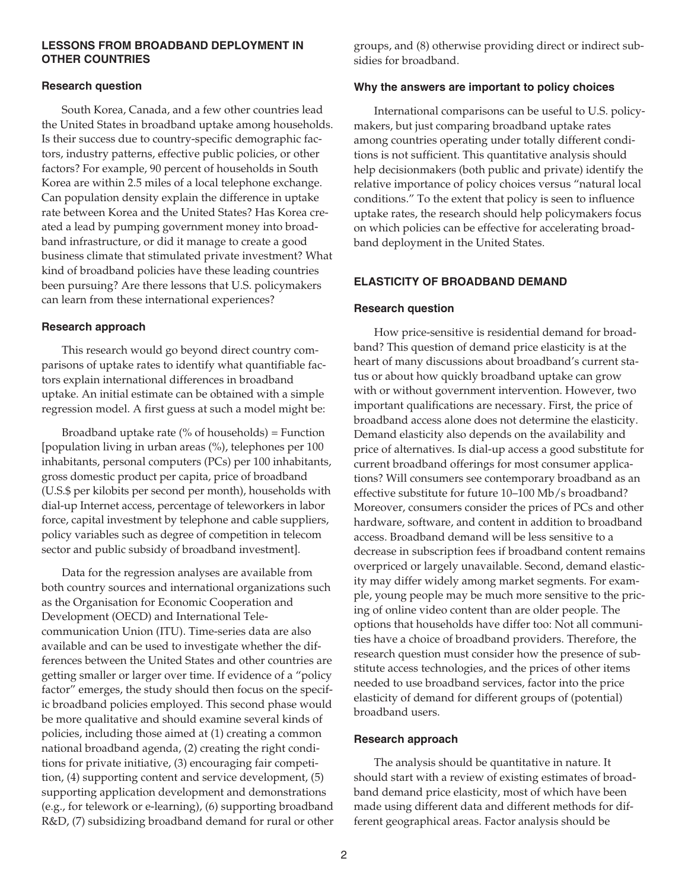## LESSONS FROM BROADBAND DEPLOYMENT IN OTHER COUNTRIES

### Research question

South Korea, Canada, and a few other countries lead the United States in broadband uptake among households. Is their success due to country-specific demographic factors, industry patterns, effective public policies, or other factors? For example, 90 percent of households in South Korea are within 2.5 miles of a local telephone exchange. Can population density explain the difference in uptake rate between Korea and the United States? Has Korea created a lead by pumping government money into broadband infrastructure, or did it manage to create a good business climate that stimulated private investment? What kind of broadband policies have these leading countries been pursuing? Are there lessons that U.S. policymakers can learn from these international experiences?

### Research approach

This research would go beyond direct country comparisons of uptake rates to identify what quantifiable factors explain international differences in broadband uptake. An initial estimate can be obtained with a simple regression model. A first guess at such a model might be:

Broadband uptake rate (% of households) = Function [population living in urban areas (%), telephones per 100 inhabitants, personal computers (PCs) per 100 inhabitants, gross domestic product per capita, price of broadband (U.S.$ per kilobits per second per month), households with dial-up Internet access, percentage of teleworkers in labor force, capital investment by telephone and cable suppliers, policy variables such as degree of competition in telecom sector and public subsidy of broadband investment].

Data for the regression analyses are available from both country sources and international organizations such as the Organisation for Economic Cooperation and Development (OECD) and International Telecommunication Union (ITU). Time-series data are also available and can be used to investigate whether the differences between the United States and other countries are getting smaller or larger over time. If evidence of a "policy factor" emerges, the study should then focus on the specific broadband policies employed. This second phase would be more qualitative and should examine several kinds of policies, including those aimed at (1) creating a common national broadband agenda, (2) creating the right conditions for private initiative, (3) encouraging fair competition, (4) supporting content and service development, (5) supporting application development and demonstrations (e.g., for telework or e-learning), (6) supporting broadband R&D, (7) subsidizing broadband demand for rural or other groups, and (8) otherwise providing direct or indirect subsidies for broadband.

### Why the answers are important to policy choices

International comparisons can be useful to U.S. policymakers, but just comparing broadband uptake rates among countries operating under totally different conditions is not sufficient. This quantitative analysis should help decisionmakers (both public and private) identify the relative importance of policy choices versus "natural local conditions." To the extent that policy is seen to influence uptake rates, the research should help policymakers focus on which policies can be effective for accelerating broadband deployment in the United States.

## ELASTICITY OF BROADBAND DEMAND

### Research question

How price-sensitive is residential demand for broadband? This question of demand price elasticity is at the heart of many discussions about broadband's current status or about how quickly broadband uptake can grow with or without government intervention. However, two important qualifications are necessary. First, the price of broadband access alone does not determine the elasticity. Demand elasticity also depends on the availability and price of alternatives. Is dial-up access a good substitute for current broadband offerings for most consumer applications? Will consumers see contemporary broadband as an effective substitute for future 10–100 Mb/s broadband? Moreover, consumers consider the prices of PCs and other hardware, software, and content in addition to broadband access. Broadband demand will be less sensitive to a decrease in subscription fees if broadband content remains overpriced or largely unavailable. Second, demand elasticity may differ widely among market segments. For example, young people may be much more sensitive to the pricing of online video content than are older people. The options that households have differ too: Not all communities have a choice of broadband providers. Therefore, the research question must consider how the presence of substitute access technologies, and the prices of other items needed to use broadband services, factor into the price elasticity of demand for different groups of (potential) broadband users.

### Research approach

The analysis should be quantitative in nature. It should start with a review of existing estimates of broadband demand price elasticity, most of which have been made using different data and different methods for different geographical areas. Factor analysis should be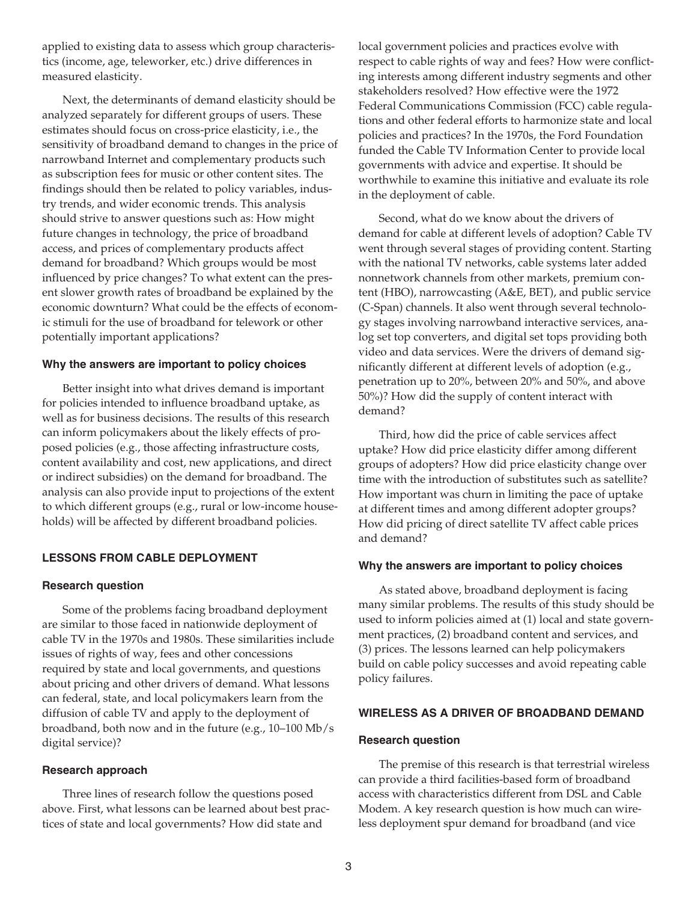applied to existing data to assess which group characteristics (income, age, teleworker, etc.) drive differences in measured elasticity.

Next, the determinants of demand elasticity should be analyzed separately for different groups of users. These estimates should focus on cross-price elasticity, i.e., the sensitivity of broadband demand to changes in the price of narrowband Internet and complementary products such as subscription fees for music or other content sites. The findings should then be related to policy variables, industry trends, and wider economic trends. This analysis should strive to answer questions such as: How might future changes in technology, the price of broadband access, and prices of complementary products affect demand for broadband? Which groups would be most influenced by price changes? To what extent can the present slower growth rates of broadband be explained by the economic downturn? What could be the effects of economic stimuli for the use of broadband for telework or other potentially important applications?

#### Why the answers are important to policy choices

Better insight into what drives demand is important for policies intended to influence broadband uptake, as well as for business decisions. The results of this research can inform policymakers about the likely effects of proposed policies (e.g., those affecting infrastructure costs, content availability and cost, new applications, and direct or indirect subsidies) on the demand for broadband. The analysis can also provide input to projections of the extent to which different groups (e.g., rural or low-income households) will be affected by different broadband policies.

### LESSONS FROM CABLE DEPLOYMENT

#### Research question

Some of the problems facing broadband deployment are similar to those faced in nationwide deployment of cable TV in the 1970s and 1980s. These similarities include issues of rights of way, fees and other concessions required by state and local governments, and questions about pricing and other drivers of demand. What lessons can federal, state, and local policymakers learn from the diffusion of cable TV and apply to the deployment of broadband, both now and in the future (e.g., 10–100 Mb/s digital service)?

#### Research approach

Three lines of research follow the questions posed above. First, what lessons can be learned about best practices of state and local governments? How did state and local government policies and practices evolve with respect to cable rights of way and fees? How were conflicting interests among different industry segments and other stakeholders resolved? How effective were the 1972 Federal Communications Commission (FCC) cable regulations and other federal efforts to harmonize state and local policies and practices? In the 1970s, the Ford Foundation funded the Cable TV Information Center to provide local governments with advice and expertise. It should be worthwhile to examine this initiative and evaluate its role in the deployment of cable.

Second, what do we know about the drivers of demand for cable at different levels of adoption? Cable TV went through several stages of providing content. Starting with the national TV networks, cable systems later added nonnetwork channels from other markets, premium content (HBO), narrowcasting (A&E, BET), and public service (C-Span) channels. It also went through several technology stages involving narrowband interactive services, analog set top converters, and digital set tops providing both video and data services. Were the drivers of demand significantly different at different levels of adoption (e.g., penetration up to 20%, between 20% and 50%, and above 50%)? How did the supply of content interact with demand?

Third, how did the price of cable services affect uptake? How did price elasticity differ among different groups of adopters? How did price elasticity change over time with the introduction of substitutes such as satellite? How important was churn in limiting the pace of uptake at different times and among different adopter groups? How did pricing of direct satellite TV affect cable prices and demand?

#### Why the answers are important to policy choices

As stated above, broadband deployment is facing many similar problems. The results of this study should be used to inform policies aimed at (1) local and state government practices, (2) broadband content and services, and (3) prices. The lessons learned can help policymakers build on cable policy successes and avoid repeating cable policy failures.

### WIRELESS AS A DRIVER OF BROADBAND DEMAND

#### Research question

The premise of this research is that terrestrial wireless can provide a third facilities-based form of broadband access with characteristics different from DSL and Cable Modem. A key research question is how much can wireless deployment spur demand for broadband (and vice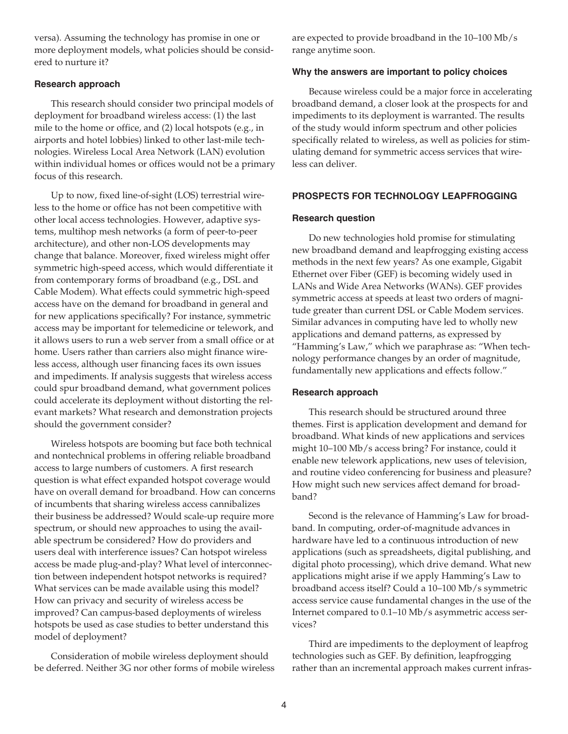versa). Assuming the technology has promise in one or more deployment models, what policies should be considered to nurture it?

#### Research approach

This research should consider two principal models of deployment for broadband wireless access: (1) the last mile to the home or office, and (2) local hotspots (e.g., in airports and hotel lobbies) linked to other last-mile technologies. Wireless Local Area Network (LAN) evolution within individual homes or offices would not be a primary focus of this research.

Up to now, fixed line-of-sight (LOS) terrestrial wireless to the home or office has not been competitive with other local access technologies. However, adaptive systems, multihop mesh networks (a form of peer-to-peer architecture), and other non-LOS developments may change that balance. Moreover, fixed wireless might offer symmetric high-speed access, which would differentiate it from contemporary forms of broadband (e.g., DSL and Cable Modem). What effects could symmetric high-speed access have on the demand for broadband in general and for new applications specifically? For instance, symmetric access may be important for telemedicine or telework, and it allows users to run a web server from a small office or at home. Users rather than carriers also might finance wireless access, although user financing faces its own issues and impediments. If analysis suggests that wireless access could spur broadband demand, what government polices could accelerate its deployment without distorting the relevant markets? What research and demonstration projects should the government consider?

Wireless hotspots are booming but face both technical and nontechnical problems in offering reliable broadband access to large numbers of customers. A first research question is what effect expanded hotspot coverage would have on overall demand for broadband. How can concerns of incumbents that sharing wireless access cannibalizes their business be addressed? Would scale-up require more spectrum, or should new approaches to using the available spectrum be considered? How do providers and users deal with interference issues? Can hotspot wireless access be made plug-and-play? What level of interconnection between independent hotspot networks is required? What services can be made available using this model? How can privacy and security of wireless access be improved? Can campus-based deployments of wireless hotspots be used as case studies to better understand this model of deployment?

Consideration of mobile wireless deployment should be deferred. Neither 3G nor other forms of mobile wireless are expected to provide broadband in the 10–100 Mb/s range anytime soon.

#### Why the answers are important to policy choices

Because wireless could be a major force in accelerating broadband demand, a closer look at the prospects for and impediments to its deployment is warranted. The results of the study would inform spectrum and other policies specifically related to wireless, as well as policies for stimulating demand for symmetric access services that wireless can deliver.

### PROSPECTS FOR TECHNOLOGY LEAPFROGGING

#### Research question

Do new technologies hold promise for stimulating new broadband demand and leapfrogging existing access methods in the next few years? As one example, Gigabit Ethernet over Fiber (GEF) is becoming widely used in LANs and Wide Area Networks (WANs). GEF provides symmetric access at speeds at least two orders of magnitude greater than current DSL or Cable Modem services. Similar advances in computing have led to wholly new applications and demand patterns, as expressed by "Hamming's Law," which we paraphrase as: "When technology performance changes by an order of magnitude, fundamentally new applications and effects follow."

#### Research approach

This research should be structured around three themes. First is application development and demand for broadband. What kinds of new applications and services might 10–100 Mb/s access bring? For instance, could it enable new telework applications, new uses of television, and routine video conferencing for business and pleasure? How might such new services affect demand for broadband?

Second is the relevance of Hamming's Law for broadband. In computing, order-of-magnitude advances in hardware have led to a continuous introduction of new applications (such as spreadsheets, digital publishing, and digital photo processing), which drive demand. What new applications might arise if we apply Hamming's Law to broadband access itself? Could a 10–100 Mb/s symmetric access service cause fundamental changes in the use of the Internet compared to 0.1–10 Mb/s asymmetric access services?

Third are impediments to the deployment of leapfrog technologies such as GEF. By definition, leapfrogging rather than an incremental approach makes current infras-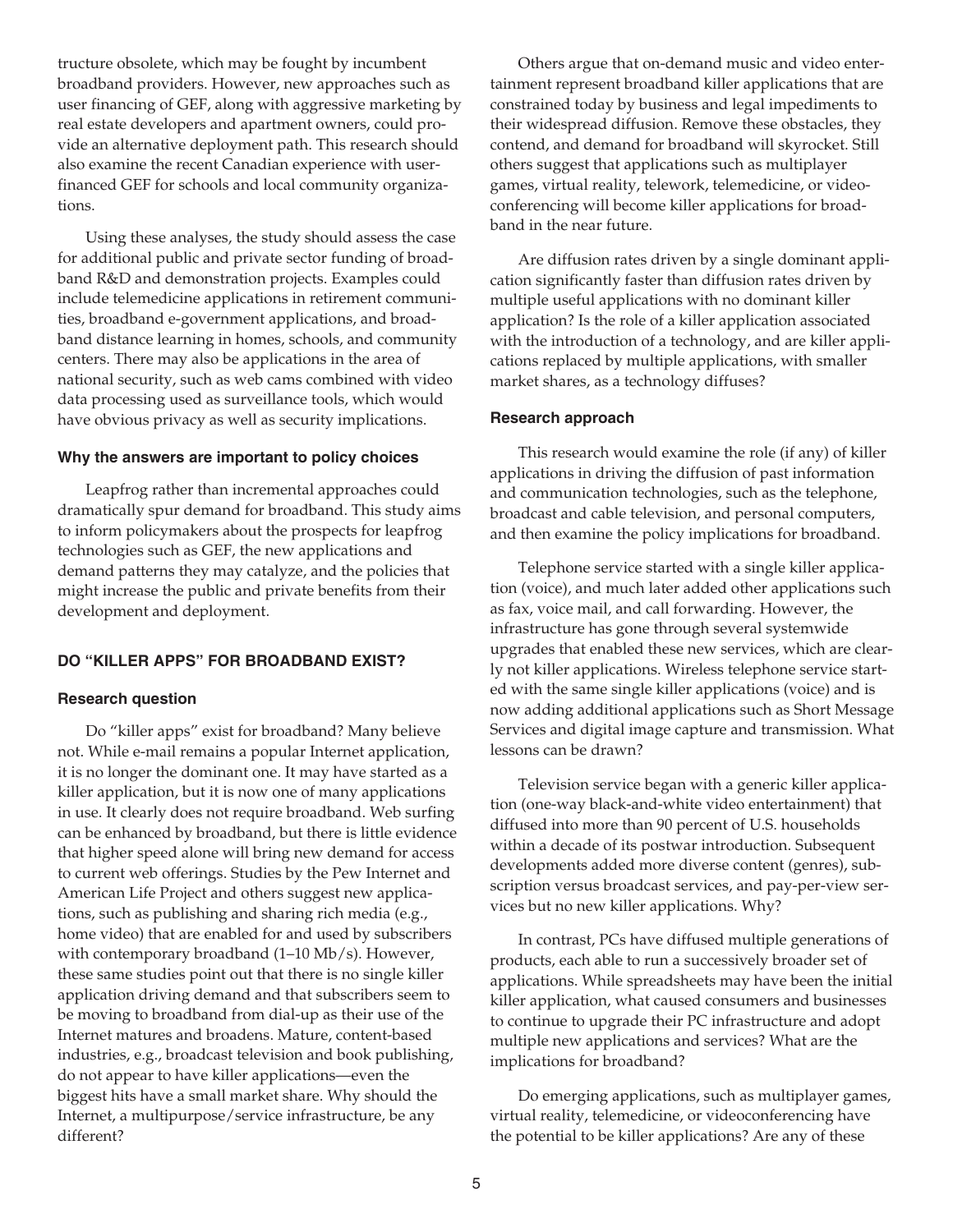tructure obsolete, which may be fought by incumbent broadband providers. However, new approaches such as user financing of GEF, along with aggressive marketing by real estate developers and apartment owners, could provide an alternative deployment path. This research should also examine the recent Canadian experience with user-financed GEF for schools and local community organizations.

Using these analyses, the study should assess the case for additional public and private sector funding of broadband R&D and demonstration projects. Examples could include telemedicine applications in retirement communities, broadband e-government applications, and broadband distance learning in homes, schools, and community centers. There may also be applications in the area of national security, such as web cams combined with video data processing used as surveillance tools, which would have obvious privacy as well as security implications.

#### Why the answers are important to policy choices

Leapfrog rather than incremental approaches could dramatically spur demand for broadband. This study aims to inform policymakers about the prospects for leapfrog technologies such as GEF, the new applications and demand patterns they may catalyze, and the policies that might increase the public and private benefits from their development and deployment.

### DO "KILLER APPS" FOR BROADBAND EXIST?

#### Research question

Do "killer apps" exist for broadband? Many believe not. While e-mail remains a popular Internet application, it is no longer the dominant one. It may have started as a killer application, but it is now one of many applications in use. It clearly does not require broadband. Web surfing can be enhanced by broadband, but there is little evidence that higher speed alone will bring new demand for access to current web offerings. Studies by the Pew Internet and American Life Project and others suggest new applications, such as publishing and sharing rich media (e.g., home video) that are enabled for and used by subscribers with contemporary broadband (1–10 Mb/s). However, these same studies point out that there is no single killer application driving demand and that subscribers seem to be moving to broadband from dial-up as their use of the Internet matures and broadens. Mature, content-based industries, e.g., broadcast television and book publishing, do not appear to have killer applications—even the biggest hits have a small market share. Why should the Internet, a multipurpose/service infrastructure, be any different?

Others argue that on-demand music and video entertainment represent broadband killer applications that are constrained today by business and legal impediments to their widespread diffusion. Remove these obstacles, they contend, and demand for broadband will skyrocket. Still others suggest that applications such as multiplayer games, virtual reality, telework, telemedicine, or videoconferencing will become killer applications for broadband in the near future.

Are diffusion rates driven by a single dominant application significantly faster than diffusion rates driven by multiple useful applications with no dominant killer application? Is the role of a killer application associated with the introduction of a technology, and are killer applications replaced by multiple applications, with smaller market shares, as a technology diffuses?

#### Research approach

This research would examine the role (if any) of killer applications in driving the diffusion of past information and communication technologies, such as the telephone, broadcast and cable television, and personal computers, and then examine the policy implications for broadband.

Telephone service started with a single killer application (voice), and much later added other applications such as fax, voice mail, and call forwarding. However, the infrastructure has gone through several systemwide upgrades that enabled these new services, which are clearly not killer applications. Wireless telephone service started with the same single killer applications (voice) and is now adding additional applications such as Short Message Services and digital image capture and transmission. What lessons can be drawn?

Television service began with a generic killer application (one-way black-and-white video entertainment) that diffused into more than 90 percent of U.S. households within a decade of its postwar introduction. Subsequent developments added more diverse content (genres), subscription versus broadcast services, and pay-per-view services but no new killer applications. Why?

In contrast, PCs have diffused multiple generations of products, each able to run a successively broader set of applications. While spreadsheets may have been the initial killer application, what caused consumers and businesses to continue to upgrade their PC infrastructure and adopt multiple new applications and services? What are the implications for broadband?

Do emerging applications, such as multiplayer games, virtual reality, telemedicine, or videoconferencing have the potential to be killer applications? Are any of these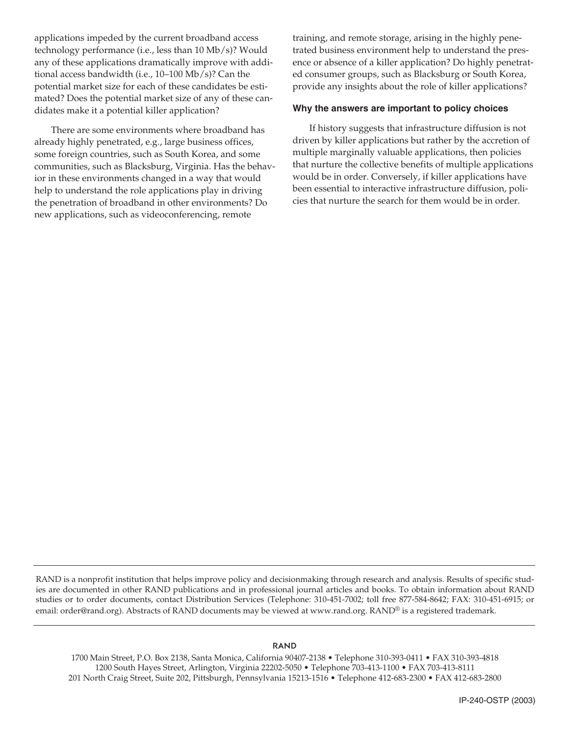applications impeded by the current broadband access technology performance (i.e., less than 10 Mb/s)? Would any of these applications dramatically improve with additional access bandwidth (i.e., 10–100 Mb/s)? Can the potential market size for each of these candidates be estimated? Does the potential market size of any of these candidates make it a potential killer application?

There are some environments where broadband has already highly penetrated, e.g., large business offices, some foreign countries, such as South Korea, and some communities, such as Blacksburg, Virginia. Has the behavior in these environments changed in a way that would help to understand the role applications play in driving the penetration of broadband in other environments? Do new applications, such as videoconferencing, remote training, and remote storage, arising in the highly penetrated business environment help to understand the presence or absence of a killer application? Do highly penetrated consumer groups, such as Blacksburg or South Korea, provide any insights about the role of killer applications?

### Why the answers are important to policy choices

If history suggests that infrastructure diffusion is not driven by killer applications but rather by the accretion of multiple marginally valuable applications, then policies that nurture the collective benefits of multiple applications would be in order. Conversely, if killer applications have been essential to interactive infrastructure diffusion, policies that nurture the search for them would be in order.

---

RAND is a nonprofit institution that helps improve policy and decisionmaking through research and analysis. Results of specific studies are documented in other RAND publications and in professional journal articles and books. To obtain information about RAND studies or to order documents, contact Distribution Services (Telephone: 310-451-7002; toll free 877-584-8642; FAX: 310-451-6915; or email: order@rand.org). Abstracts of RAND documents may be viewed at www.rand.org. RAND® is a registered trademark.

---

**RAND**

1700 Main Street, P.O. Box 2138, Santa Monica, California 90407-2138 • Telephone 310-393-0411 • FAX 310-393-4818
1200 South Hayes Street, Arlington, Virginia 22202-5050 • Telephone 703-413-1100 • FAX 703-413-8111
201 North Craig Street, Suite 202, Pittsburgh, Pennsylvania 15213-1516 • Telephone 412-683-2300 • FAX 412-683-2800

IP-240-OSTP (2003)